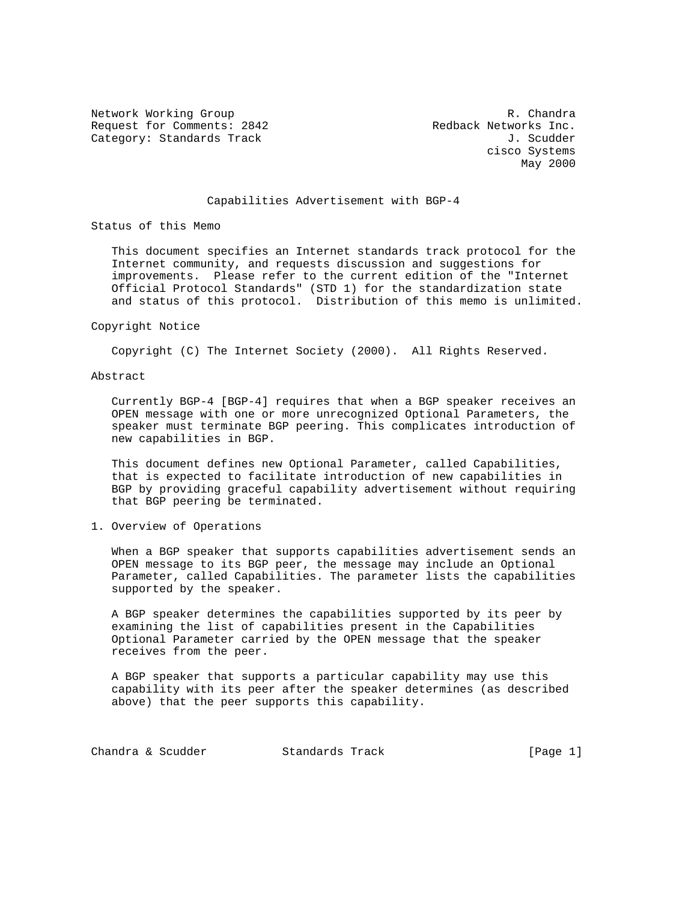Network Working Group R. Chandra
Request for Comments: 2842 Redback Networks Inc.
Category: Standards Track J. Scudder
cisco Systems
May 2000

# Capabilities Advertisement with BGP-4

## Status of this Memo

This document specifies an Internet standards track protocol for the Internet community, and requests discussion and suggestions for improvements. Please refer to the current edition of the "Internet Official Protocol Standards" (STD 1) for the standardization state and status of this protocol. Distribution of this memo is unlimited.

## Copyright Notice

Copyright (C) The Internet Society (2000). All Rights Reserved.

## Abstract

Currently BGP-4 [BGP-4] requires that when a BGP speaker receives an OPEN message with one or more unrecognized Optional Parameters, the speaker must terminate BGP peering. This complicates introduction of new capabilities in BGP.

This document defines new Optional Parameter, called Capabilities, that is expected to facilitate introduction of new capabilities in BGP by providing graceful capability advertisement without requiring that BGP peering be terminated.

## 1. Overview of Operations

When a BGP speaker that supports capabilities advertisement sends an OPEN message to its BGP peer, the message may include an Optional Parameter, called Capabilities. The parameter lists the capabilities supported by the speaker.

A BGP speaker determines the capabilities supported by its peer by examining the list of capabilities present in the Capabilities Optional Parameter carried by the OPEN message that the speaker receives from the peer.

A BGP speaker that supports a particular capability may use this capability with its peer after the speaker determines (as described above) that the peer supports this capability.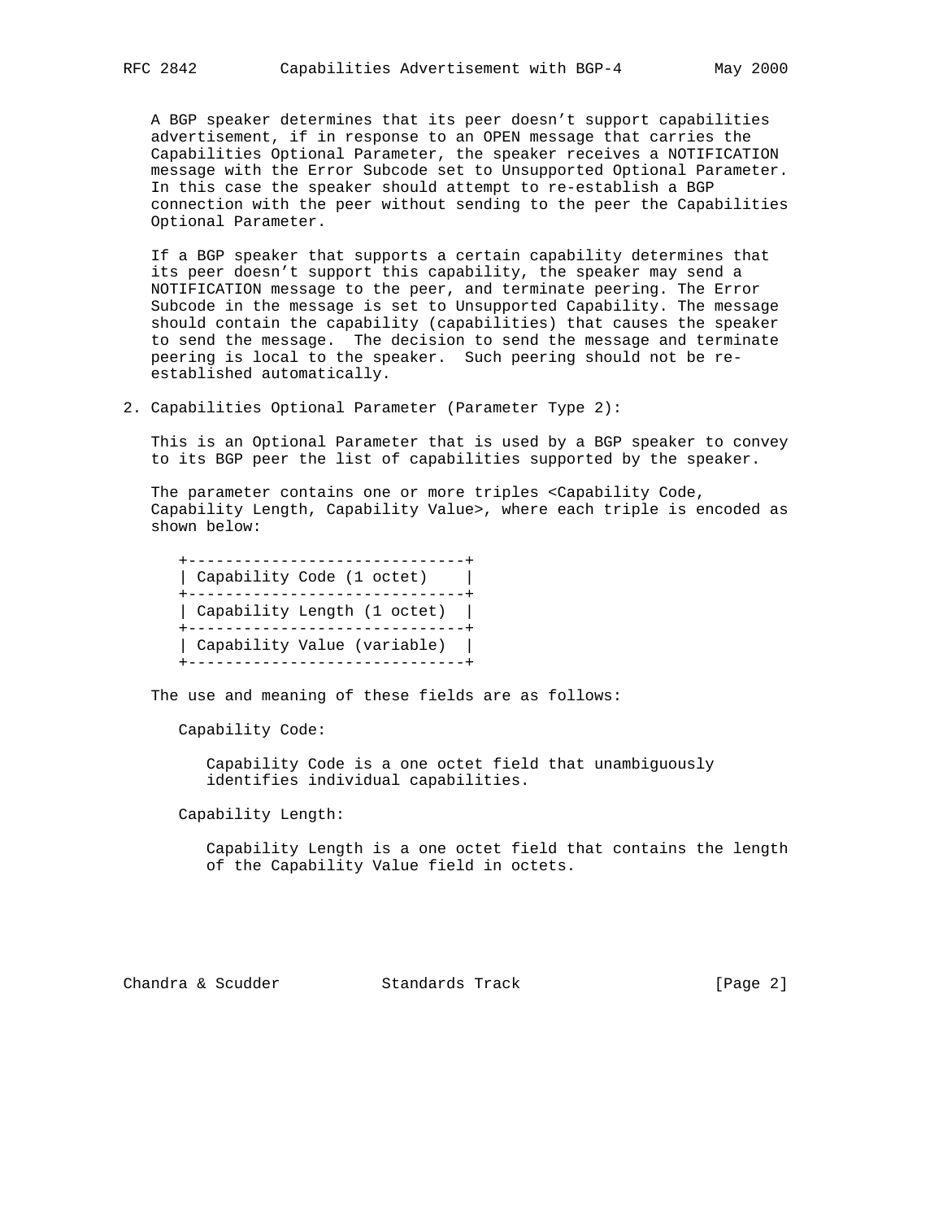A BGP speaker determines that its peer doesn't support capabilities advertisement, if in response to an OPEN message that carries the Capabilities Optional Parameter, the speaker receives a NOTIFICATION message with the Error Subcode set to Unsupported Optional Parameter. In this case the speaker should attempt to re-establish a BGP connection with the peer without sending to the peer the Capabilities Optional Parameter.

If a BGP speaker that supports a certain capability determines that its peer doesn't support this capability, the speaker may send a NOTIFICATION message to the peer, and terminate peering. The Error Subcode in the message is set to Unsupported Capability. The message should contain the capability (capabilities) that causes the speaker to send the message. The decision to send the message and terminate peering is local to the speaker. Such peering should not be re-established automatically.

## 2. Capabilities Optional Parameter (Parameter Type 2):

This is an Optional Parameter that is used by a BGP speaker to convey to its BGP peer the list of capabilities supported by the speaker.

The parameter contains one or more triples <Capability Code, Capability Length, Capability Value>, where each triple is encoded as shown below:

```
+------------------------------+
| Capability Code (1 octet)    |
+------------------------------+
| Capability Length (1 octet)  |
+------------------------------+
| Capability Value (variable)  |
+------------------------------+
```

The use and meaning of these fields are as follows:

Capability Code:

Capability Code is a one octet field that unambiguously identifies individual capabilities.

Capability Length:

Capability Length is a one octet field that contains the length of the Capability Value field in octets.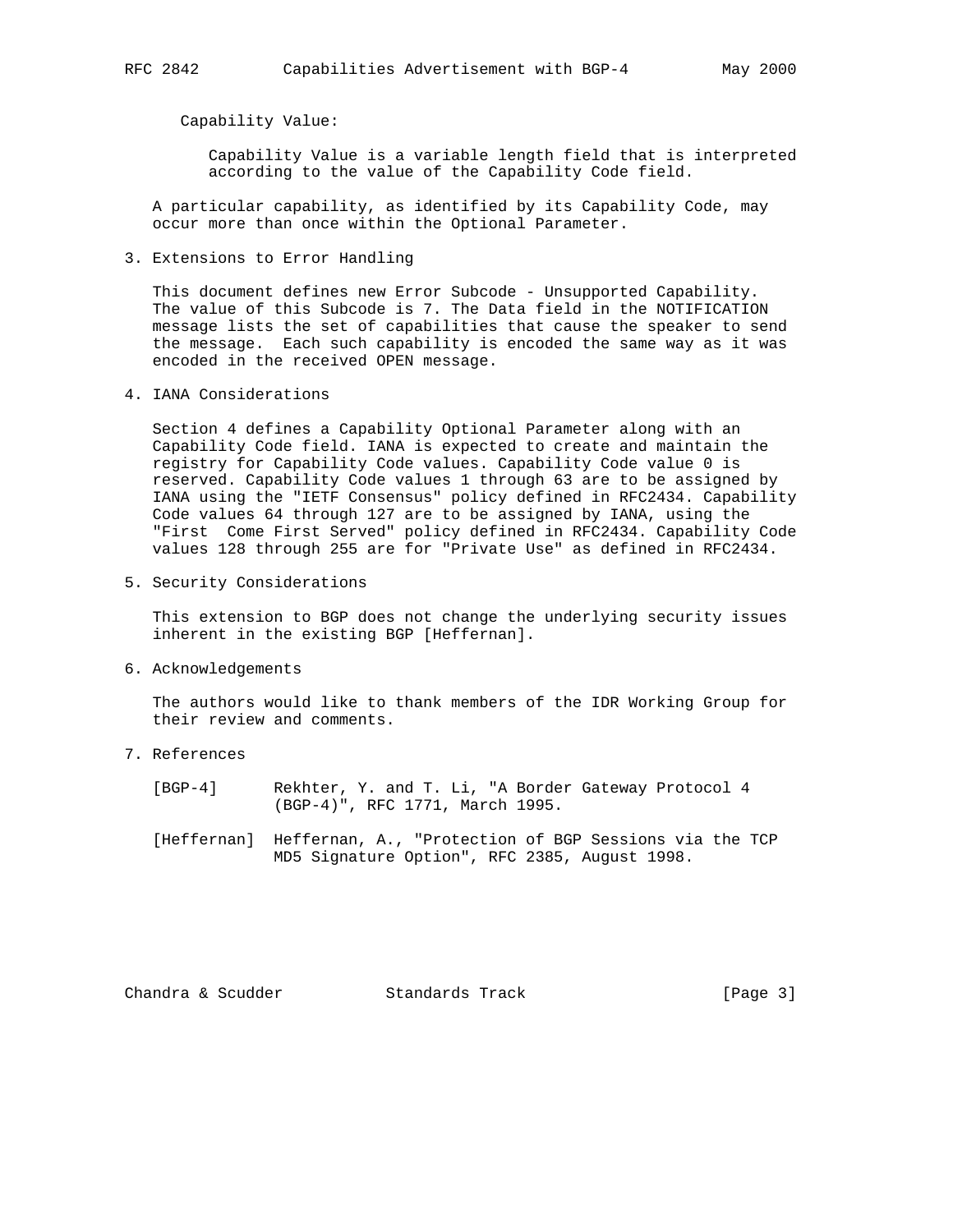Capability Value:

Capability Value is a variable length field that is interpreted according to the value of the Capability Code field.

A particular capability, as identified by its Capability Code, may occur more than once within the Optional Parameter.

## 3. Extensions to Error Handling

This document defines new Error Subcode - Unsupported Capability. The value of this Subcode is 7. The Data field in the NOTIFICATION message lists the set of capabilities that cause the speaker to send the message. Each such capability is encoded the same way as it was encoded in the received OPEN message.

## 4. IANA Considerations

Section 4 defines a Capability Optional Parameter along with an Capability Code field. IANA is expected to create and maintain the registry for Capability Code values. Capability Code value 0 is reserved. Capability Code values 1 through 63 are to be assigned by IANA using the "IETF Consensus" policy defined in RFC2434. Capability Code values 64 through 127 are to be assigned by IANA, using the "First Come First Served" policy defined in RFC2434. Capability Code values 128 through 255 are for "Private Use" as defined in RFC2434.

## 5. Security Considerations

This extension to BGP does not change the underlying security issues inherent in the existing BGP [Heffernan].

## 6. Acknowledgements

The authors would like to thank members of the IDR Working Group for their review and comments.

## 7. References

[BGP-4] Rekhter, Y. and T. Li, "A Border Gateway Protocol 4 (BGP-4)", RFC 1771, March 1995.

[Heffernan] Heffernan, A., "Protection of BGP Sessions via the TCP MD5 Signature Option", RFC 2385, August 1998.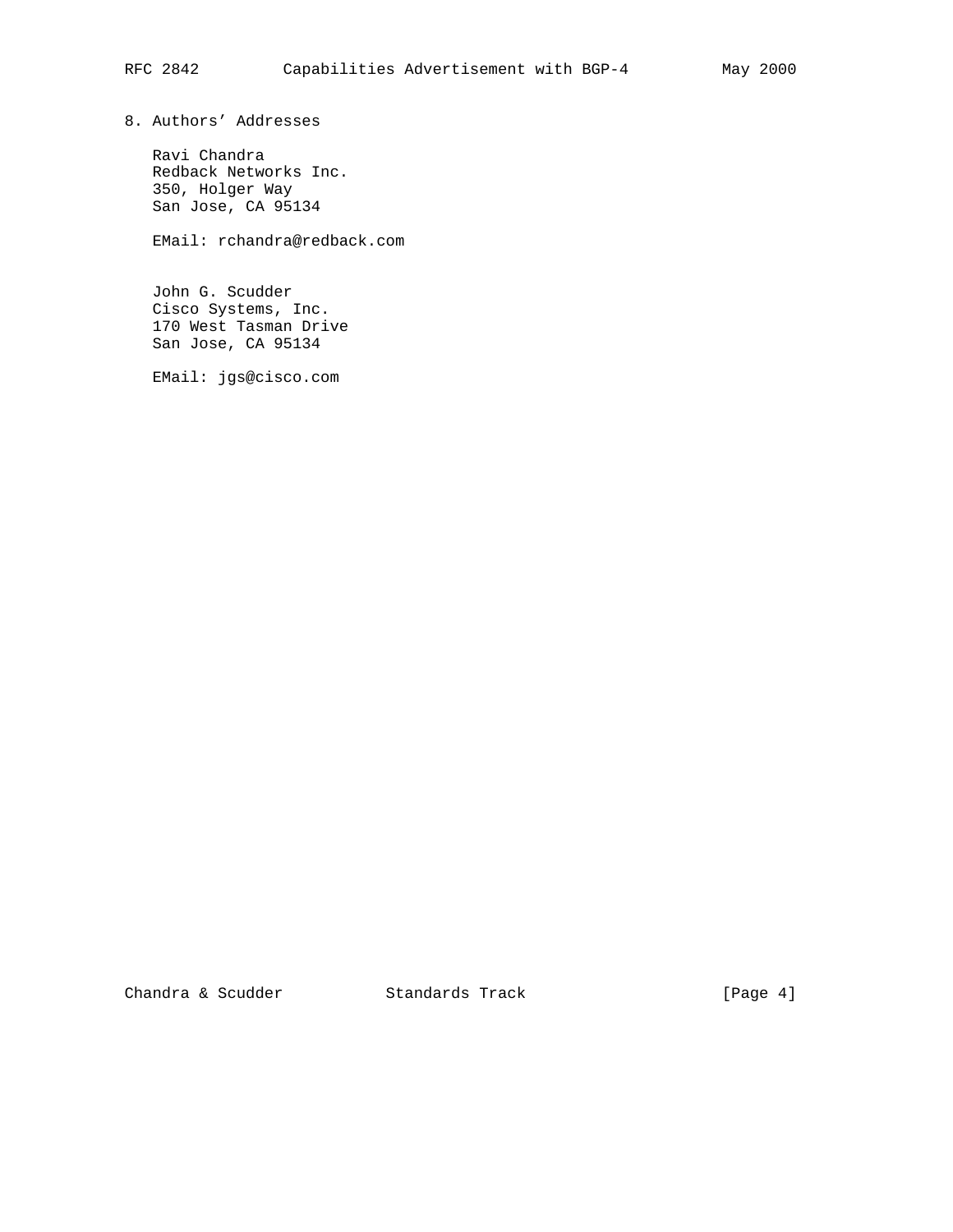## 8. Authors' Addresses

Ravi Chandra
Redback Networks Inc.
350, Holger Way
San Jose, CA 95134

EMail: rchandra@redback.com

John G. Scudder
Cisco Systems, Inc.
170 West Tasman Drive
San Jose, CA 95134

EMail: jgs@cisco.com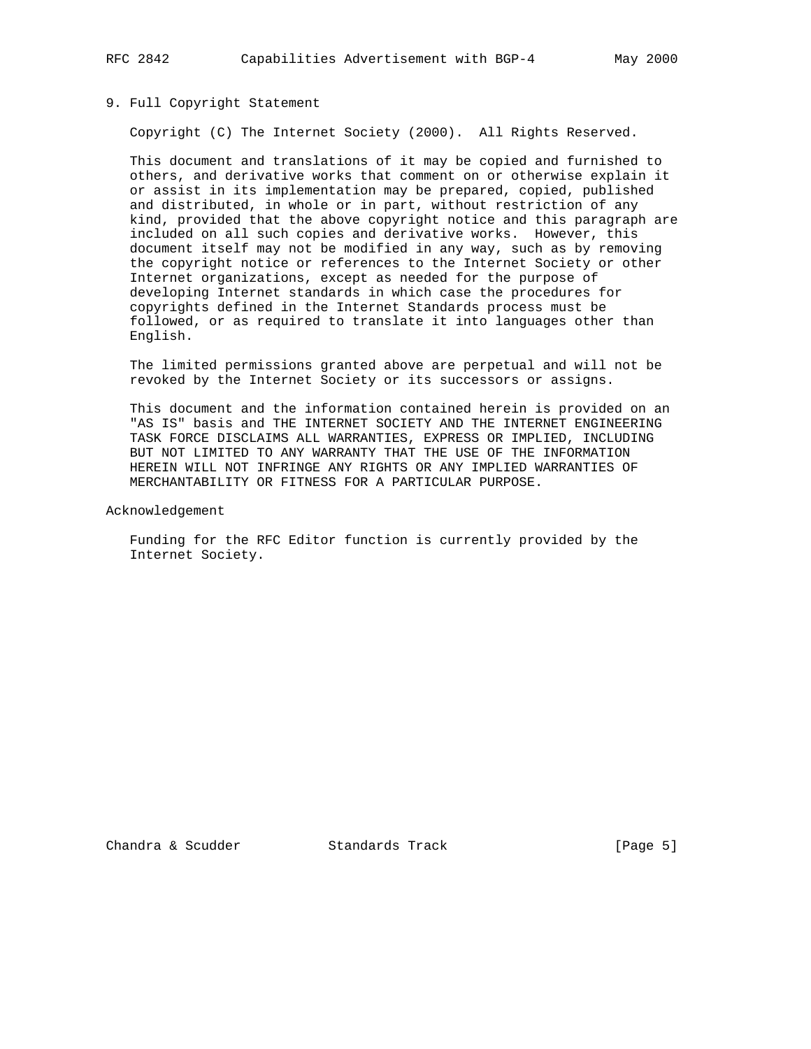## 9. Full Copyright Statement

Copyright (C) The Internet Society (2000). All Rights Reserved.

This document and translations of it may be copied and furnished to others, and derivative works that comment on or otherwise explain it or assist in its implementation may be prepared, copied, published and distributed, in whole or in part, without restriction of any kind, provided that the above copyright notice and this paragraph are included on all such copies and derivative works. However, this document itself may not be modified in any way, such as by removing the copyright notice or references to the Internet Society or other Internet organizations, except as needed for the purpose of developing Internet standards in which case the procedures for copyrights defined in the Internet Standards process must be followed, or as required to translate it into languages other than English.

The limited permissions granted above are perpetual and will not be revoked by the Internet Society or its successors or assigns.

This document and the information contained herein is provided on an "AS IS" basis and THE INTERNET SOCIETY AND THE INTERNET ENGINEERING TASK FORCE DISCLAIMS ALL WARRANTIES, EXPRESS OR IMPLIED, INCLUDING BUT NOT LIMITED TO ANY WARRANTY THAT THE USE OF THE INFORMATION HEREIN WILL NOT INFRINGE ANY RIGHTS OR ANY IMPLIED WARRANTIES OF MERCHANTABILITY OR FITNESS FOR A PARTICULAR PURPOSE.

## Acknowledgement

Funding for the RFC Editor function is currently provided by the Internet Society.